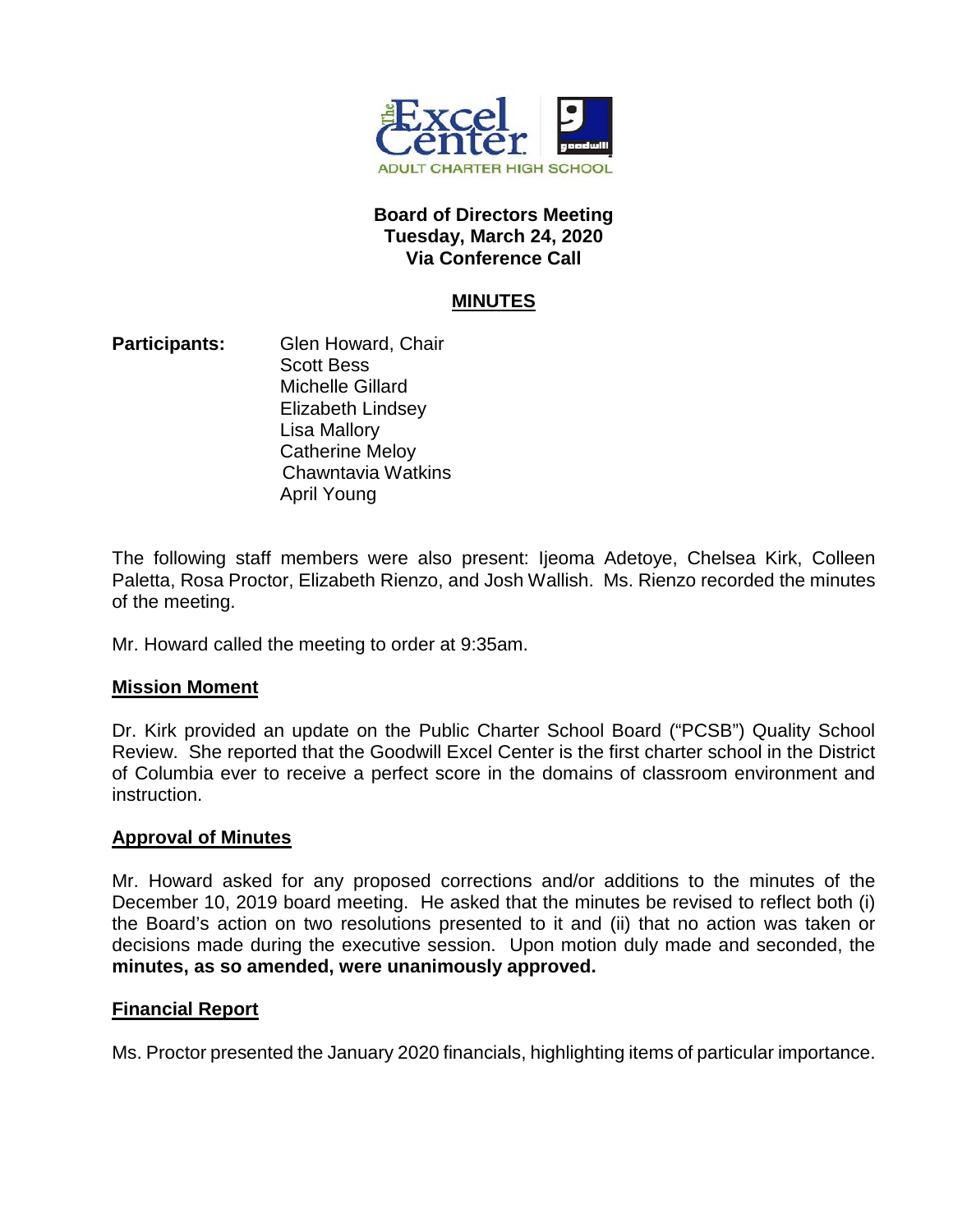# Board of Directors Meeting
## Tuesday, March 24, 2020
## Via Conference Call

## MINUTES

**Participants:**
Glen Howard, Chair
Scott Bess
Michelle Gillard
Elizabeth Lindsey
Lisa Mallory
Catherine Meloy
Chawntavia Watkins
April Young

The following staff members were also present: Ijeoma Adetoye, Chelsea Kirk, Colleen Paletta, Rosa Proctor, Elizabeth Rienzo, and Josh Wallish. Ms. Rienzo recorded the minutes of the meeting.

Mr. Howard called the meeting to order at 9:35am.

### Mission Moment

Dr. Kirk provided an update on the Public Charter School Board ("PCSB") Quality School Review. She reported that the Goodwill Excel Center is the first charter school in the District of Columbia ever to receive a perfect score in the domains of classroom environment and instruction.

### Approval of Minutes

Mr. Howard asked for any proposed corrections and/or additions to the minutes of the December 10, 2019 board meeting. He asked that the minutes be revised to reflect both (i) the Board's action on two resolutions presented to it and (ii) that no action was taken or decisions made during the executive session. Upon motion duly made and seconded, the **minutes, as so amended, were unanimously approved.**

### Financial Report

Ms. Proctor presented the January 2020 financials, highlighting items of particular importance.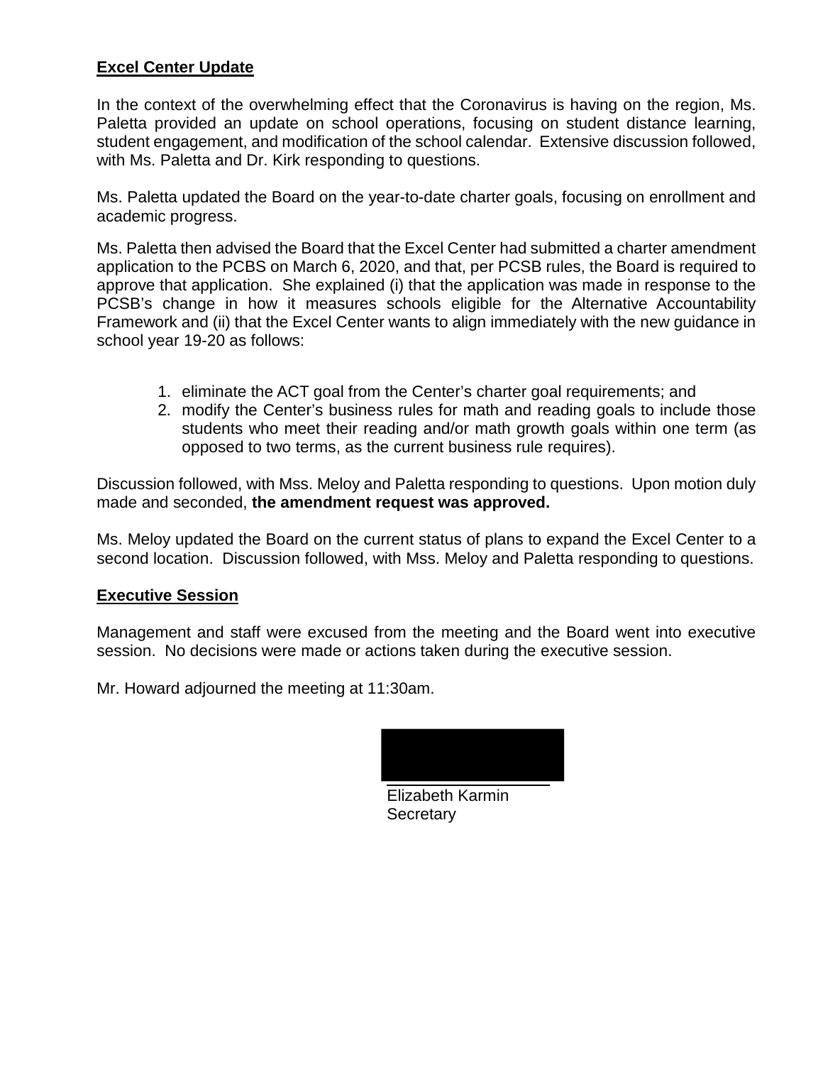**Excel Center Update**

In the context of the overwhelming effect that the Coronavirus is having on the region, Ms. Paletta provided an update on school operations, focusing on student distance learning, student engagement, and modification of the school calendar. Extensive discussion followed, with Ms. Paletta and Dr. Kirk responding to questions.

Ms. Paletta updated the Board on the year-to-date charter goals, focusing on enrollment and academic progress.

Ms. Paletta then advised the Board that the Excel Center had submitted a charter amendment application to the PCBS on March 6, 2020, and that, per PCSB rules, the Board is required to approve that application. She explained (i) that the application was made in response to the PCSB's change in how it measures schools eligible for the Alternative Accountability Framework and (ii) that the Excel Center wants to align immediately with the new guidance in school year 19-20 as follows:

1. eliminate the ACT goal from the Center's charter goal requirements; and
2. modify the Center's business rules for math and reading goals to include those students who meet their reading and/or math growth goals within one term (as opposed to two terms, as the current business rule requires).

Discussion followed, with Mss. Meloy and Paletta responding to questions. Upon motion duly made and seconded, **the amendment request was approved.**

Ms. Meloy updated the Board on the current status of plans to expand the Excel Center to a second location. Discussion followed, with Mss. Meloy and Paletta responding to questions.

**Executive Session**

Management and staff were excused from the meeting and the Board went into executive session. No decisions were made or actions taken during the executive session.

Mr. Howard adjourned the meeting at 11:30am.

Elizabeth Karmin
Secretary